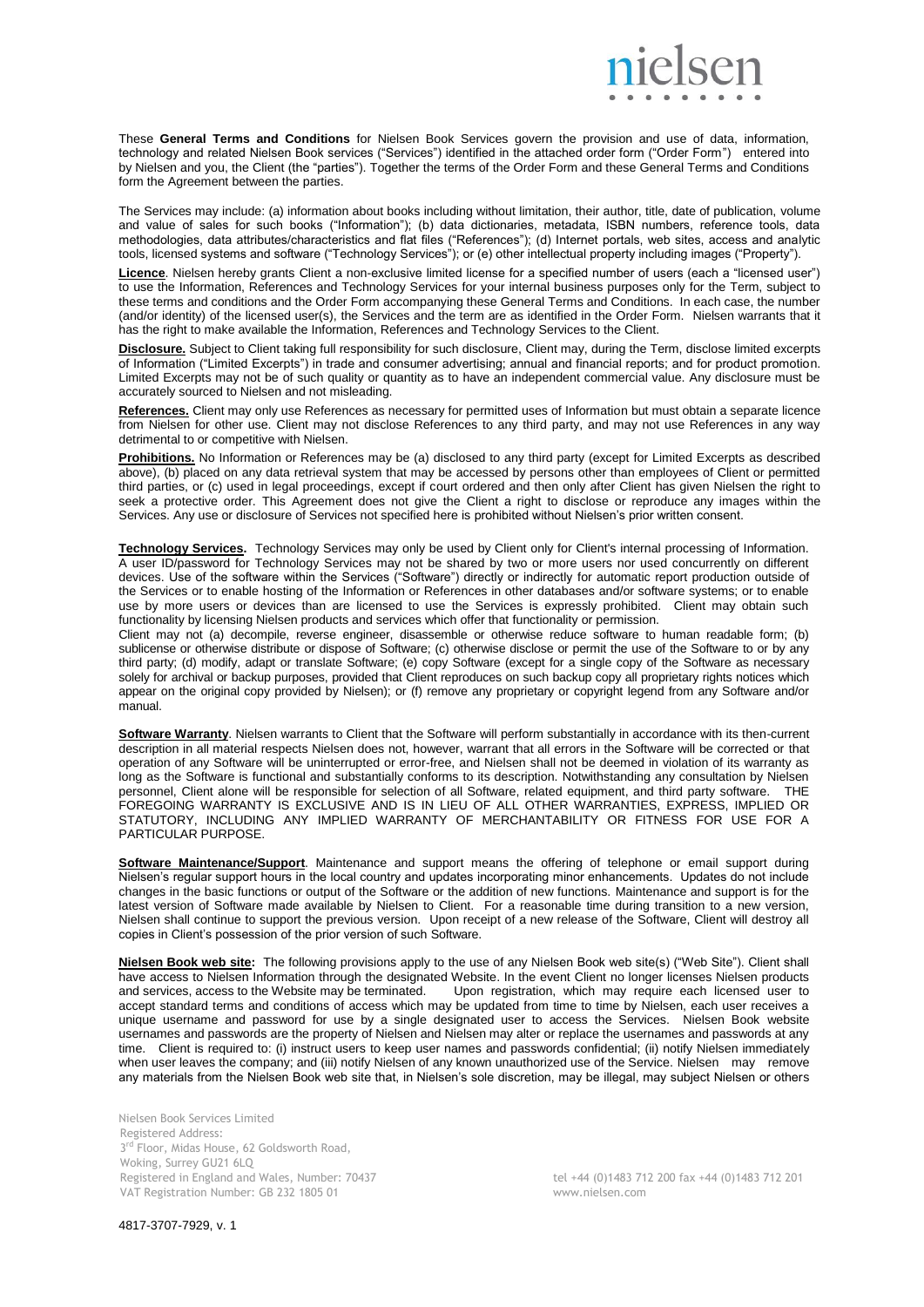These **General Terms and Conditions** for Nielsen Book Services govern the provision and use of data, information, technology and related Nielsen Book services ("Services") identified in the attached order form ("Order Form") entered into by Nielsen and you, the Client (the "parties"). Together the terms of the Order Form and these General Terms and Conditions form the Agreement between the parties.

The Services may include: (a) information about books including without limitation, their author, title, date of publication, volume and value of sales for such books ("Information"); (b) data dictionaries, metadata, ISBN numbers, reference tools, data methodologies, data attributes/characteristics and flat files ("References"); (d) Internet portals, web sites, access and analytic tools, licensed systems and software ("Technology Services"); or (e) other intellectual property including images ("Property").

**Licence**. Nielsen hereby grants Client a non-exclusive limited license for a specified number of users (each a "licensed user") to use the Information, References and Technology Services for your internal business purposes only for the Term, subject to these terms and conditions and the Order Form accompanying these General Terms and Conditions. In each case, the number (and/or identity) of the licensed user(s), the Services and the term are as identified in the Order Form. Nielsen warrants that it has the right to make available the Information, References and Technology Services to the Client.

**Disclosure.** Subject to Client taking full responsibility for such disclosure, Client may, during the Term, disclose limited excerpts of Information ("Limited Excerpts") in trade and consumer advertising; annual and financial reports; and for product promotion. Limited Excerpts may not be of such quality or quantity as to have an independent commercial value. Any disclosure must be accurately sourced to Nielsen and not misleading.

**References.** Client may only use References as necessary for permitted uses of Information but must obtain a separate licence from Nielsen for other use. Client may not disclose References to any third party, and may not use References in any way detrimental to or competitive with Nielsen.

**Prohibitions.** No Information or References may be (a) disclosed to any third party (except for Limited Excerpts as described above), (b) placed on any data retrieval system that may be accessed by persons other than employees of Client or permitted third parties, or (c) used in legal proceedings, except if court ordered and then only after Client has given Nielsen the right to seek a protective order. This Agreement does not give the Client a right to disclose or reproduce any images within the Services. Any use or disclosure of Services not specified here is prohibited without Nielsen's prior written consent.

**Technology Services.** Technology Services may only be used by Client only for Client's internal processing of Information. A user ID/password for Technology Services may not be shared by two or more users nor used concurrently on different devices. Use of the software within the Services ("Software") directly or indirectly for automatic report production outside of the Services or to enable hosting of the Information or References in other databases and/or software systems; or to enable use by more users or devices than are licensed to use the Services is expressly prohibited. Client may obtain such functionality by licensing Nielsen products and services which offer that functionality or permission.

Client may not (a) decompile, reverse engineer, disassemble or otherwise reduce software to human readable form; (b) sublicense or otherwise distribute or dispose of Software; (c) otherwise disclose or permit the use of the Software to or by any third party; (d) modify, adapt or translate Software; (e) copy Software (except for a single copy of the Software as necessary solely for archival or backup purposes, provided that Client reproduces on such backup copy all proprietary rights notices which appear on the original copy provided by Nielsen); or (f) remove any proprietary or copyright legend from any Software and/or manual.

**Software Warranty**. Nielsen warrants to Client that the Software will perform substantially in accordance with its then-current description in all material respects Nielsen does not, however, warrant that all errors in the Software will be corrected or that operation of any Software will be uninterrupted or error-free, and Nielsen shall not be deemed in violation of its warranty as long as the Software is functional and substantially conforms to its description. Notwithstanding any consultation by Nielsen personnel, Client alone will be responsible for selection of all Software, related equipment, and third party software. THE FOREGOING WARRANTY IS EXCLUSIVE AND IS IN LIEU OF ALL OTHER WARRANTIES, EXPRESS, IMPLIED OR STATUTORY, INCLUDING ANY IMPLIED WARRANTY OF MERCHANTABILITY OR FITNESS FOR USE FOR A PARTICULAR PURPOSE.

**Software Maintenance/Support**. Maintenance and support means the offering of telephone or email support during Nielsen's regular support hours in the local country and updates incorporating minor enhancements. Updates do not include changes in the basic functions or output of the Software or the addition of new functions. Maintenance and support is for the latest version of Software made available by Nielsen to Client. For a reasonable time during transition to a new version, Nielsen shall continue to support the previous version. Upon receipt of a new release of the Software, Client will destroy all copies in Client's possession of the prior version of such Software.

**Nielsen Book web site:** The following provisions apply to the use of any Nielsen Book web site(s) ("Web Site"). Client shall have access to Nielsen Information through the designated Website. In the event Client no longer licenses Nielsen products and services, access to the Website may be terminated. Upon registration, which may require each licensed user to accept standard terms and conditions of access which may be updated from time to time by Nielsen, each user receives a unique username and password for use by a single designated user to access the Services. Nielsen Book website usernames and passwords are the property of Nielsen and Nielsen may alter or replace the usernames and passwords at any time. Client is required to: (i) instruct users to keep user names and passwords confidential; (ii) notify Nielsen immediately when user leaves the company; and (iii) notify Nielsen of any known unauthorized use of the Service. Nielsen may remove any materials from the Nielsen Book web site that, in Nielsen's sole discretion, may be illegal, may subject Nielsen or others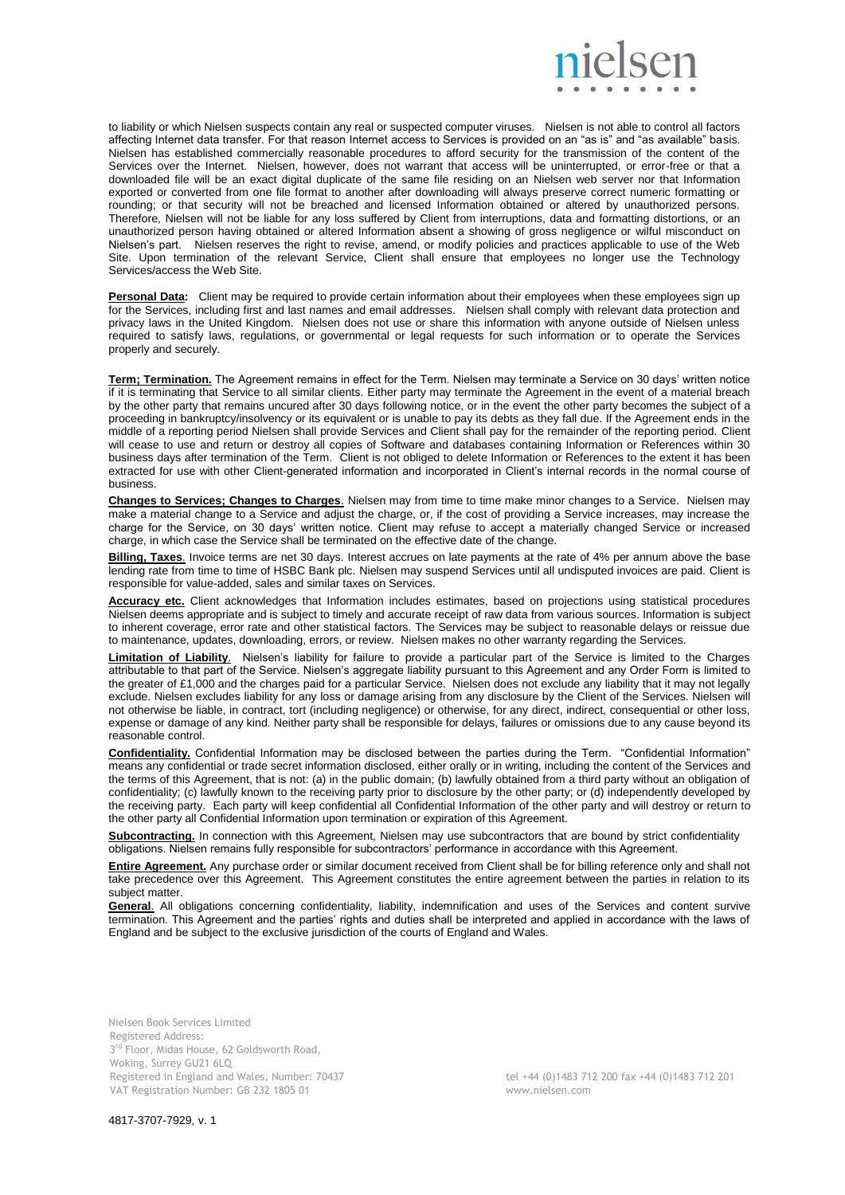to liability or which Nielsen suspects contain any real or suspected computer viruses. Nielsen is not able to control all factors affecting Internet data transfer. For that reason Internet access to Services is provided on an "as is" and "as available" basis. Nielsen has established commercially reasonable procedures to afford security for the transmission of the content of the Services over the Internet. Nielsen, however, does not warrant that access will be uninterrupted, or error-free or that a downloaded file will be an exact digital duplicate of the same file residing on an Nielsen web server nor that Information exported or converted from one file format to another after downloading will always preserve correct numeric formatting or rounding; or that security will not be breached and licensed Information obtained or altered by unauthorized persons. Therefore, Nielsen will not be liable for any loss suffered by Client from interruptions, data and formatting distortions, or an unauthorized person having obtained or altered Information absent a showing of gross negligence or wilful misconduct on Nielsen's part. Nielsen reserves the right to revise, amend, or modify policies and practices applicable to use of the Web Site. Upon termination of the relevant Service, Client shall ensure that employees no longer use the Technology Services/access the Web Site.

**Personal Data:** Client may be required to provide certain information about their employees when these employees sign up for the Services, including first and last names and email addresses. Nielsen shall comply with relevant data protection and privacy laws in the United Kingdom. Nielsen does not use or share this information with anyone outside of Nielsen unless required to satisfy laws, regulations, or governmental or legal requests for such information or to operate the Services properly and securely.

**Term; Termination.** The Agreement remains in effect for the Term. Nielsen may terminate a Service on 30 days' written notice if it is terminating that Service to all similar clients. Either party may terminate the Agreement in the event of a material breach by the other party that remains uncured after 30 days following notice, or in the event the other party becomes the subject of a proceeding in bankruptcy/insolvency or its equivalent or is unable to pay its debts as they fall due. If the Agreement ends in the middle of a reporting period Nielsen shall provide Services and Client shall pay for the remainder of the reporting period. Client will cease to use and return or destroy all copies of Software and databases containing Information or References within 30 business days after termination of the Term. Client is not obliged to delete Information or References to the extent it has been extracted for use with other Client-generated information and incorporated in Client's internal records in the normal course of business.

**Changes to Services; Changes to Charges**. Nielsen may from time to time make minor changes to a Service. Nielsen may make a material change to a Service and adjust the charge, or, if the cost of providing a Service increases, may increase the charge for the Service, on 30 days' written notice. Client may refuse to accept a materially changed Service or increased charge, in which case the Service shall be terminated on the effective date of the change.

**Billing, Taxes**. Invoice terms are net 30 days. Interest accrues on late payments at the rate of 4% per annum above the base lending rate from time to time of HSBC Bank plc. Nielsen may suspend Services until all undisputed invoices are paid. Client is responsible for value-added, sales and similar taxes on Services.

**Accuracy etc.** Client acknowledges that Information includes estimates, based on projections using statistical procedures Nielsen deems appropriate and is subject to timely and accurate receipt of raw data from various sources. Information is subject to inherent coverage, error rate and other statistical factors. The Services may be subject to reasonable delays or reissue due to maintenance, updates, downloading, errors, or review. Nielsen makes no other warranty regarding the Services.

**Limitation of Liability**. Nielsen's liability for failure to provide a particular part of the Service is limited to the Charges attributable to that part of the Service. Nielsen's aggregate liability pursuant to this Agreement and any Order Form is limited to the greater of £1,000 and the charges paid for a particular Service. Nielsen does not exclude any liability that it may not legally exclude. Nielsen excludes liability for any loss or damage arising from any disclosure by the Client of the Services. Nielsen will not otherwise be liable, in contract, tort (including negligence) or otherwise, for any direct, indirect, consequential or other loss, expense or damage of any kind. Neither party shall be responsible for delays, failures or omissions due to any cause beyond its reasonable control.

**Confidentiality.** Confidential Information may be disclosed between the parties during the Term. "Confidential Information" means any confidential or trade secret information disclosed, either orally or in writing, including the content of the Services and the terms of this Agreement, that is not: (a) in the public domain; (b) lawfully obtained from a third party without an obligation of confidentiality; (c) lawfully known to the receiving party prior to disclosure by the other party; or (d) independently developed by the receiving party. Each party will keep confidential all Confidential Information of the other party and will destroy or return to the other party all Confidential Information upon termination or expiration of this Agreement.

**Subcontracting.** In connection with this Agreement, Nielsen may use subcontractors that are bound by strict confidentiality obligations. Nielsen remains fully responsible for subcontractors' performance in accordance with this Agreement.

**Entire Agreement.** Any purchase order or similar document received from Client shall be for billing reference only and shall not take precedence over this Agreement. This Agreement constitutes the entire agreement between the parties in relation to its subject matter.

**General**. All obligations concerning confidentiality, liability, indemnification and uses of the Services and content survive termination. This Agreement and the parties' rights and duties shall be interpreted and applied in accordance with the laws of England and be subject to the exclusive jurisdiction of the courts of England and Wales.

Nielsen Book Services Limited
Registered Address:
3rd Floor, Midas House, 62 Goldsworth Road,
Woking, Surrey GU21 6LQ
Registered in England and Wales, Number: 70437
VAT Registration Number: GB 232 1805 01

tel +44 (0)1483 712 200 fax +44 (0)1483 712 201
www.nielsen.com

4817-3707-7929, v. 1